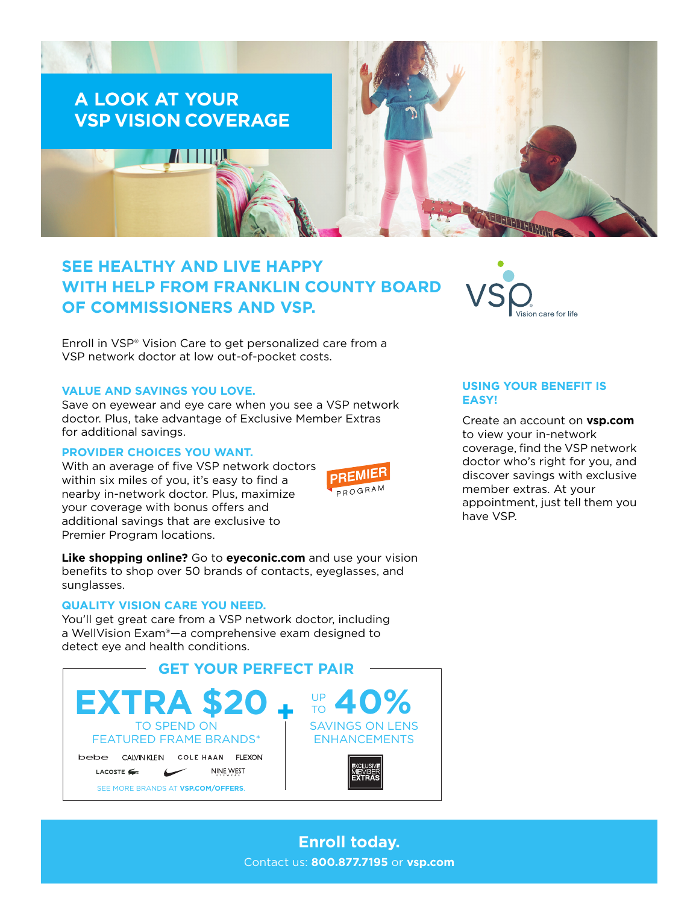# A LOOK AT YOUR VSP VISION COVERAGE

## SEE HEALTHY AND LIVE HAPPY WITH HELP FROM FRANKLIN COUNTY BOARD OF COMMISSIONERS AND VSP.

VSP Vision care for life

Enroll in VSP® Vision Care to get personalized care from a VSP network doctor at low out-of-pocket costs.

### VALUE AND SAVINGS YOU LOVE.

Save on eyewear and eye care when you see a VSP network doctor. Plus, take advantage of Exclusive Member Extras for additional savings.

### PROVIDER CHOICES YOU WANT.

With an average of five VSP network doctors within six miles of you, it's easy to find a nearby in-network doctor. Plus, maximize your coverage with bonus offers and additional savings that are exclusive to Premier Program locations.

PREMIER PROGRAM

**Like shopping online?** Go to **eyeconic.com** and use your vision benefits to shop over 50 brands of contacts, eyeglasses, and sunglasses.

### QUALITY VISION CARE YOU NEED.

You'll get great care from a VSP network doctor, including a WellVision Exam®—a comprehensive exam designed to detect eye and health conditions.

### USING YOUR BENEFIT IS EASY!

Create an account on **vsp.com** to view your in-network coverage, find the VSP network doctor who's right for you, and discover savings with exclusive member extras. At your appointment, just tell them you have VSP.

## GET YOUR PERFECT PAIR

**EXTRA $20** TO SPEND ON FEATURED FRAME BRANDS*

bebe CALVIN KLEIN COLE HAAN FLEXON LACOSTE NIKE NINE WEST

SEE MORE BRANDS AT **VSP.COM/OFFERS**.

+

**UP TO 40%** SAVINGS ON LENS ENHANCEMENTS

EXCLUSIVE MEMBER EXTRAS

**Enroll today.**

Contact us: **800.877.7195** or **vsp.com**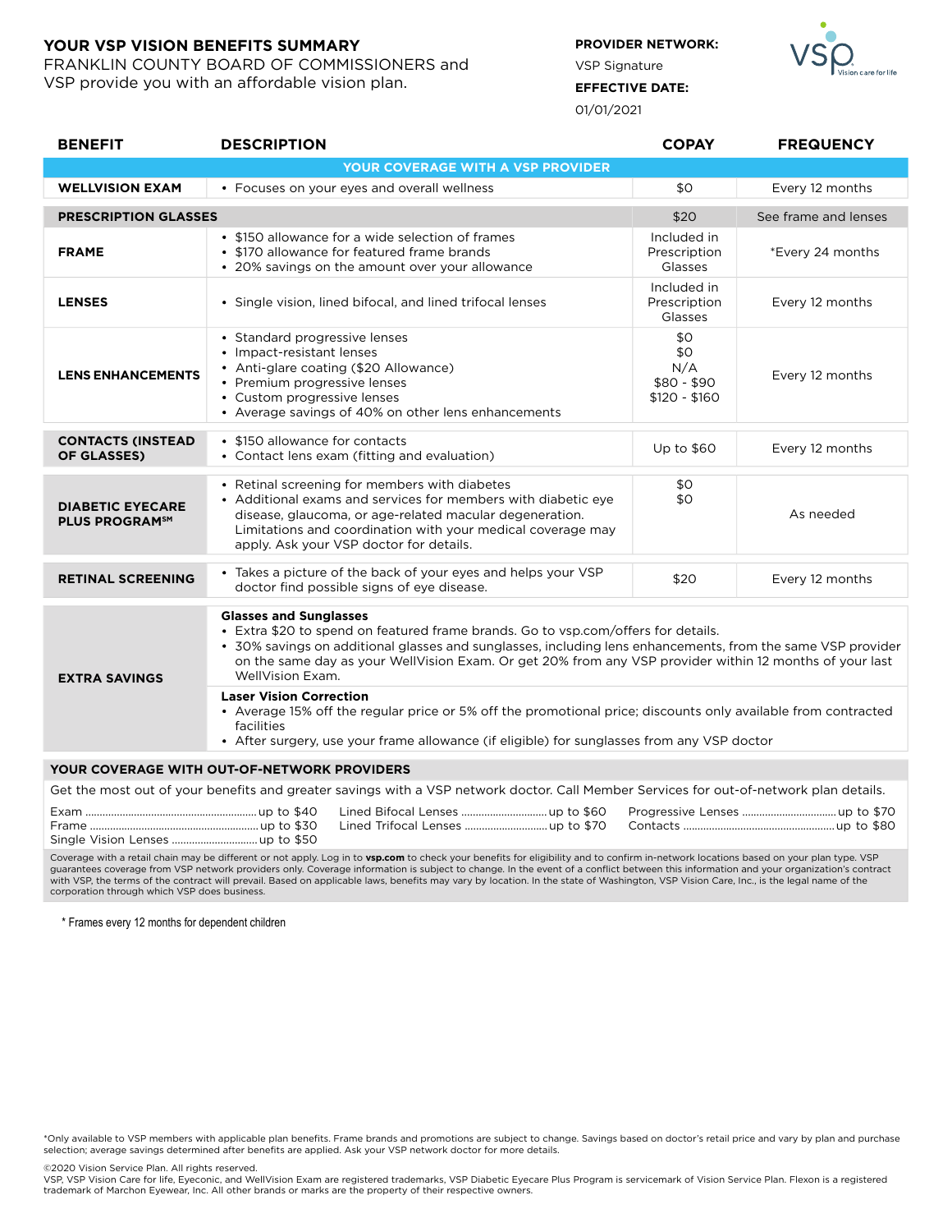# YOUR VSP VISION BENEFITS SUMMARY

FRANKLIN COUNTY BOARD OF COMMISSIONERS and VSP provide you with an affordable vision plan.

**PROVIDER NETWORK:** VSP Signature

**EFFECTIVE DATE:** 01/01/2021

| BENEFIT | DESCRIPTION | COPAY | FREQUENCY |
|---|---|---|---|
| **YOUR COVERAGE WITH A VSP PROVIDER** | | | |
| **WELLVISION EXAM** | • Focuses on your eyes and overall wellness | $0 | Every 12 months |
| **PRESCRIPTION GLASSES** | | $20 | See frame and lenses |
| **FRAME** | • $150 allowance for a wide selection of frames<br>• $170 allowance for featured frame brands<br>• 20% savings on the amount over your allowance | Included in Prescription Glasses | *Every 24 months |
| **LENSES** | • Single vision, lined bifocal, and lined trifocal lenses | Included in Prescription Glasses | Every 12 months |
| **LENS ENHANCEMENTS** | • Standard progressive lenses<br>• Impact-resistant lenses<br>• Anti-glare coating ($20 Allowance)<br>• Premium progressive lenses<br>• Custom progressive lenses<br>• Average savings of 40% on other lens enhancements | $0<br>$0<br>N/A<br>$80 - $90<br>$120 - $160 | Every 12 months |
| **CONTACTS (INSTEAD OF GLASSES)** | • $150 allowance for contacts<br>• Contact lens exam (fitting and evaluation) | Up to $60 | Every 12 months |
| **DIABETIC EYECARE PLUS PROGRAM℠** | • Retinal screening for members with diabetes<br>• Additional exams and services for members with diabetic eye disease, glaucoma, or age-related macular degeneration. Limitations and coordination with your medical coverage may apply. Ask your VSP doctor for details. | $0<br>$0 | As needed |
| **RETINAL SCREENING** | • Takes a picture of the back of your eyes and helps your VSP doctor find possible signs of eye disease. | $20 | Every 12 months |
| **EXTRA SAVINGS** | **Glasses and Sunglasses**<br>• Extra $20 to spend on featured frame brands. Go to vsp.com/offers for details.<br>• 30% savings on additional glasses and sunglasses, including lens enhancements, from the same VSP provider on the same day as your WellVision Exam. Or get 20% from any VSP provider within 12 months of your last WellVision Exam.<br>**Laser Vision Correction**<br>• Average 15% off the regular price or 5% off the promotional price; discounts only available from contracted facilities<br>• After surgery, use your frame allowance (if eligible) for sunglasses from any VSP doctor | | |

## YOUR COVERAGE WITH OUT-OF-NETWORK PROVIDERS

Get the most out of your benefits and greater savings with a VSP network doctor. Call Member Services for out-of-network plan details.

| | | | | | |
|---|---|---|---|---|---|
| Exam | up to $40 | Lined Bifocal Lenses | up to $60 | Progressive Lenses | up to $70 |
| Frame | up to $30 | Lined Trifocal Lenses | up to $70 | Contacts | up to $80 |
| Single Vision Lenses | up to $50 | | | | |

Coverage with a retail chain may be different or not apply. Log in to **vsp.com** to check your benefits for eligibility and to confirm in-network locations based on your plan type. VSP guarantees coverage from VSP network providers only. Coverage information is subject to change. In the event of a conflict between this information and your organization's contract with VSP, the terms of the contract will prevail. Based on applicable laws, benefits may vary by location. In the state of Washington, VSP Vision Care, Inc., is the legal name of the corporation through which VSP does business.

\* Frames every 12 months for dependent children

*Only available to VSP members with applicable plan benefits. Frame brands and promotions are subject to change. Savings based on doctor's retail price and vary by plan and purchase selection; average savings determined after benefits are applied. Ask your VSP doctor for more details.

©2020 Vision Service Plan. All rights reserved.
VSP, VSP Vision Care for life, Eyeconic, and WellVision Exam are registered trademarks, VSP Diabetic Eyecare Plus Program is servicemark of Vision Service Plan. Flexon is a registered trademark of Marchon Eyewear, Inc. All other brands or marks are the property of their respective owners.